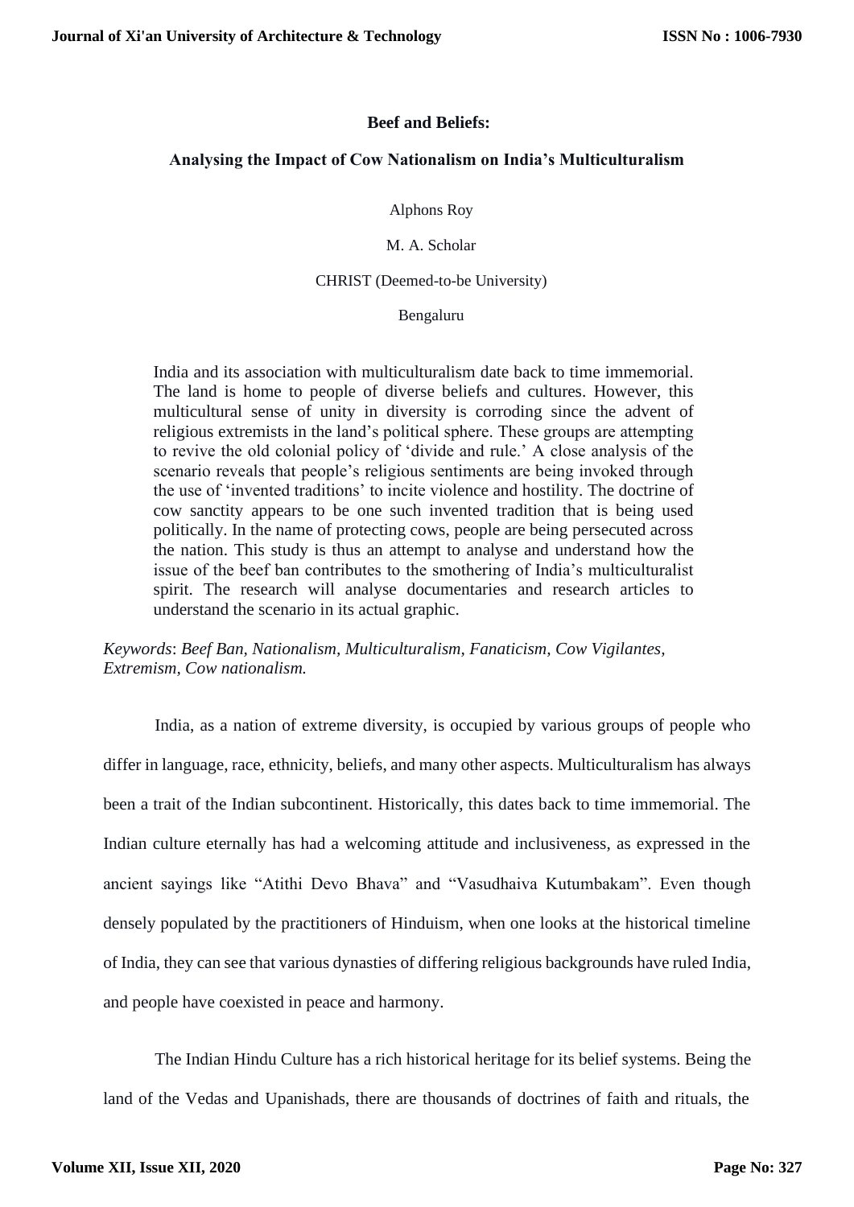# Beef and Beliefs:

## Analysing the Impact of Cow Nationalism on India's Multiculturalism

Alphons Roy

M. A. Scholar

CHRIST (Deemed-to-be University)

Bengaluru

India and its association with multiculturalism date back to time immemorial. The land is home to people of diverse beliefs and cultures. However, this multicultural sense of unity in diversity is corroding since the advent of religious extremists in the land's political sphere. These groups are attempting to revive the old colonial policy of 'divide and rule.' A close analysis of the scenario reveals that people's religious sentiments are being invoked through the use of 'invented traditions' to incite violence and hostility. The doctrine of cow sanctity appears to be one such invented tradition that is being used politically. In the name of protecting cows, people are being persecuted across the nation. This study is thus an attempt to analyse and understand how the issue of the beef ban contributes to the smothering of India's multiculturalist spirit. The research will analyse documentaries and research articles to understand the scenario in its actual graphic.

*Keywords*: *Beef Ban, Nationalism, Multiculturalism, Fanaticism, Cow Vigilantes, Extremism, Cow nationalism.*

India, as a nation of extreme diversity, is occupied by various groups of people who differ in language, race, ethnicity, beliefs, and many other aspects. Multiculturalism has always been a trait of the Indian subcontinent. Historically, this dates back to time immemorial. The Indian culture eternally has had a welcoming attitude and inclusiveness, as expressed in the ancient sayings like "Atithi Devo Bhava" and "Vasudhaiva Kutumbakam". Even though densely populated by the practitioners of Hinduism, when one looks at the historical timeline of India, they can see that various dynasties of differing religious backgrounds have ruled India, and people have coexisted in peace and harmony.

The Indian Hindu Culture has a rich historical heritage for its belief systems. Being the land of the Vedas and Upanishads, there are thousands of doctrines of faith and rituals, the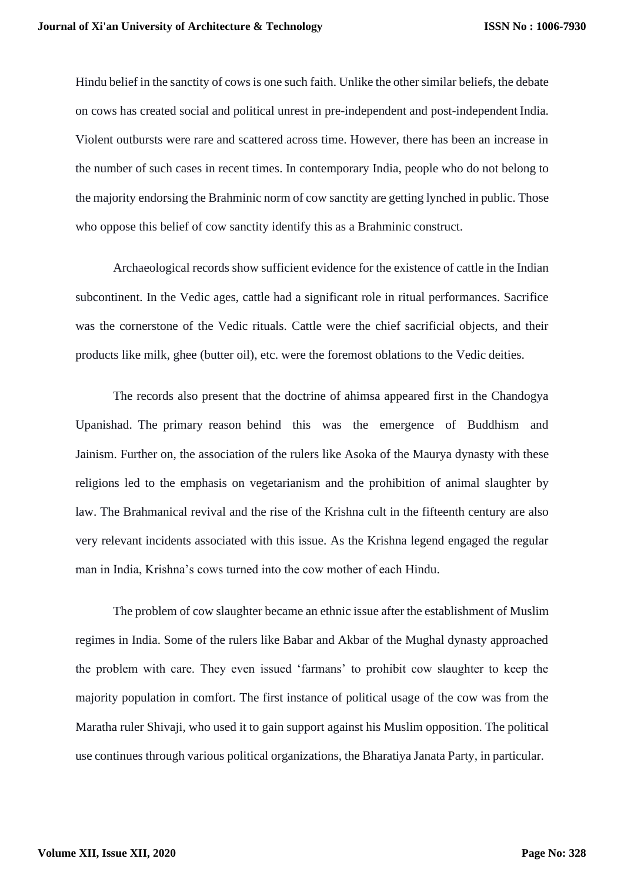Hindu belief in the sanctity of cows is one such faith. Unlike the other similar beliefs, the debate on cows has created social and political unrest in pre-independent and post-independent India. Violent outbursts were rare and scattered across time. However, there has been an increase in the number of such cases in recent times. In contemporary India, people who do not belong to the majority endorsing the Brahminic norm of cow sanctity are getting lynched in public. Those who oppose this belief of cow sanctity identify this as a Brahminic construct.

Archaeological records show sufficient evidence for the existence of cattle in the Indian subcontinent. In the Vedic ages, cattle had a significant role in ritual performances. Sacrifice was the cornerstone of the Vedic rituals. Cattle were the chief sacrificial objects, and their products like milk, ghee (butter oil), etc. were the foremost oblations to the Vedic deities.

The records also present that the doctrine of ahimsa appeared first in the Chandogya Upanishad. The primary reason behind this was the emergence of Buddhism and Jainism. Further on, the association of the rulers like Asoka of the Maurya dynasty with these religions led to the emphasis on vegetarianism and the prohibition of animal slaughter by law. The Brahmanical revival and the rise of the Krishna cult in the fifteenth century are also very relevant incidents associated with this issue. As the Krishna legend engaged the regular man in India, Krishna's cows turned into the cow mother of each Hindu.

The problem of cow slaughter became an ethnic issue after the establishment of Muslim regimes in India. Some of the rulers like Babar and Akbar of the Mughal dynasty approached the problem with care. They even issued 'farmans' to prohibit cow slaughter to keep the majority population in comfort. The first instance of political usage of the cow was from the Maratha ruler Shivaji, who used it to gain support against his Muslim opposition. The political use continues through various political organizations, the Bharatiya Janata Party, in particular.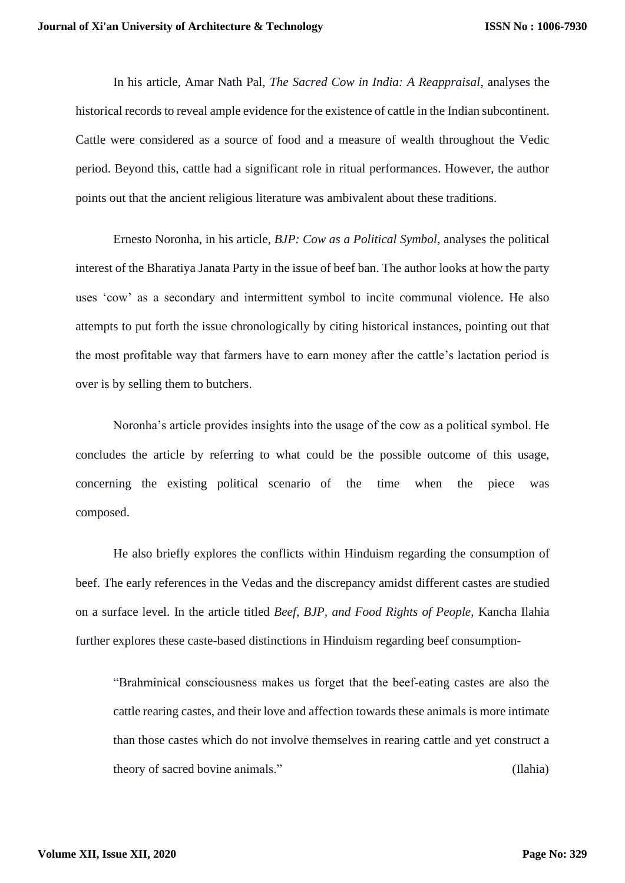In his article, Amar Nath Pal, *The Sacred Cow in India: A Reappraisal*, analyses the historical records to reveal ample evidence for the existence of cattle in the Indian subcontinent. Cattle were considered as a source of food and a measure of wealth throughout the Vedic period. Beyond this, cattle had a significant role in ritual performances. However, the author points out that the ancient religious literature was ambivalent about these traditions.

Ernesto Noronha, in his article, *BJP: Cow as a Political Symbol*, analyses the political interest of the Bharatiya Janata Party in the issue of beef ban. The author looks at how the party uses 'cow' as a secondary and intermittent symbol to incite communal violence. He also attempts to put forth the issue chronologically by citing historical instances, pointing out that the most profitable way that farmers have to earn money after the cattle's lactation period is over is by selling them to butchers.

Noronha's article provides insights into the usage of the cow as a political symbol. He concludes the article by referring to what could be the possible outcome of this usage, concerning the existing political scenario of the time when the piece was composed.

He also briefly explores the conflicts within Hinduism regarding the consumption of beef. The early references in the Vedas and the discrepancy amidst different castes are studied on a surface level. In the article titled *Beef, BJP, and Food Rights of People,* Kancha Ilahia further explores these caste-based distinctions in Hinduism regarding beef consumption-

> "Brahminical consciousness makes us forget that the beef-eating castes are also the cattle rearing castes, and their love and affection towards these animals is more intimate than those castes which do not involve themselves in rearing cattle and yet construct a theory of sacred bovine animals." (Ilahia)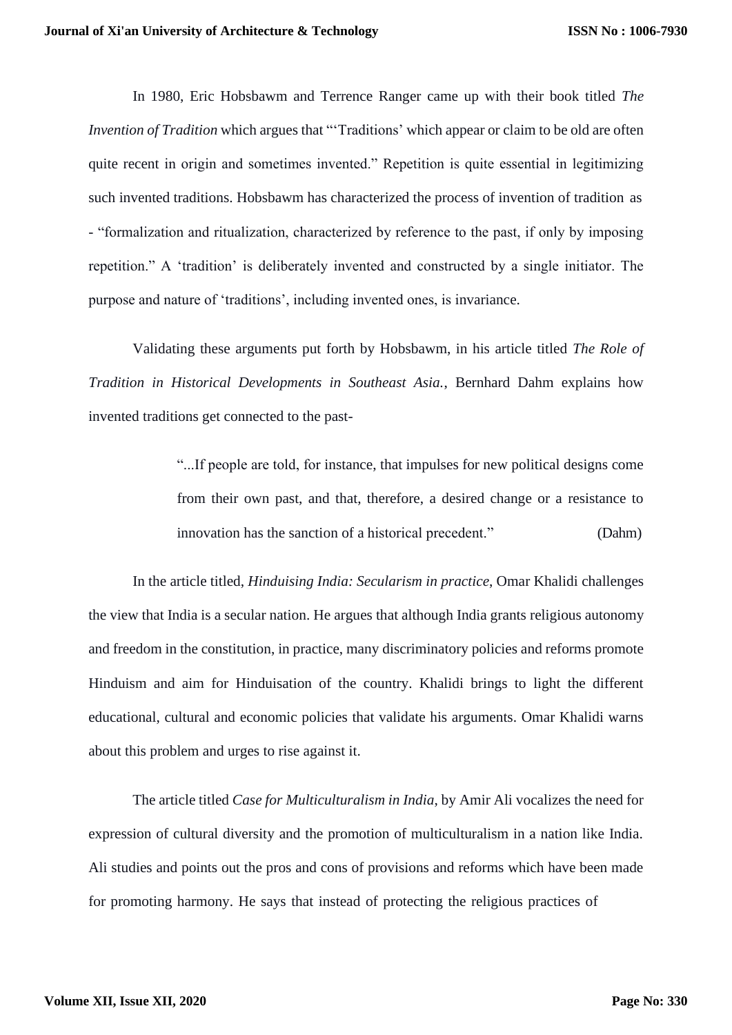In 1980, Eric Hobsbawm and Terrence Ranger came up with their book titled *The Invention of Tradition* which argues that "'Traditions' which appear or claim to be old are often quite recent in origin and sometimes invented." Repetition is quite essential in legitimizing such invented traditions. Hobsbawm has characterized the process of invention of tradition as - "formalization and ritualization, characterized by reference to the past, if only by imposing repetition." A 'tradition' is deliberately invented and constructed by a single initiator. The purpose and nature of 'traditions', including invented ones, is invariance.

Validating these arguments put forth by Hobsbawm, in his article titled *The Role of Tradition in Historical Developments in Southeast Asia.*, Bernhard Dahm explains how invented traditions get connected to the past-

> "...If people are told, for instance, that impulses for new political designs come from their own past, and that, therefore, a desired change or a resistance to innovation has the sanction of a historical precedent." (Dahm)

In the article titled, *Hinduising India: Secularism in practice*, Omar Khalidi challenges the view that India is a secular nation. He argues that although India grants religious autonomy and freedom in the constitution, in practice, many discriminatory policies and reforms promote Hinduism and aim for Hinduisation of the country. Khalidi brings to light the different educational, cultural and economic policies that validate his arguments. Omar Khalidi warns about this problem and urges to rise against it.

The article titled *Case for Multiculturalism in India*, by Amir Ali vocalizes the need for expression of cultural diversity and the promotion of multiculturalism in a nation like India. Ali studies and points out the pros and cons of provisions and reforms which have been made for promoting harmony. He says that instead of protecting the religious practices of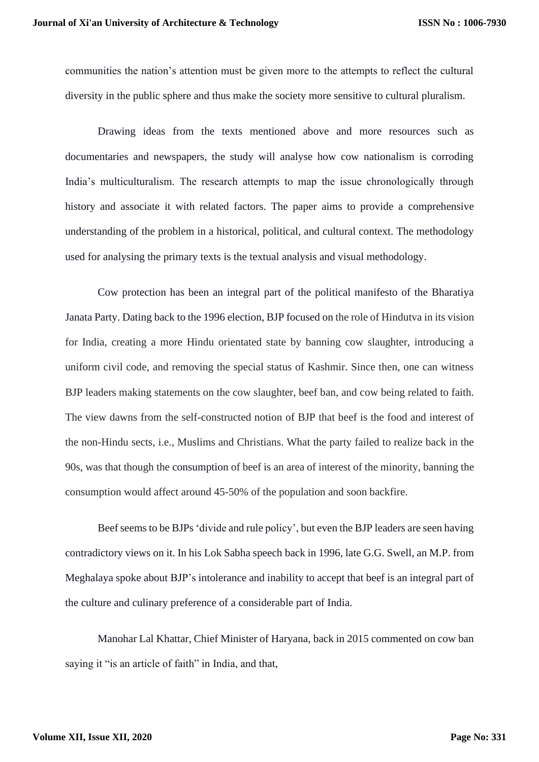communities the nation's attention must be given more to the attempts to reflect the cultural diversity in the public sphere and thus make the society more sensitive to cultural pluralism.

Drawing ideas from the texts mentioned above and more resources such as documentaries and newspapers, the study will analyse how cow nationalism is corroding India's multiculturalism. The research attempts to map the issue chronologically through history and associate it with related factors. The paper aims to provide a comprehensive understanding of the problem in a historical, political, and cultural context. The methodology used for analysing the primary texts is the textual analysis and visual methodology.

Cow protection has been an integral part of the political manifesto of the Bharatiya Janata Party. Dating back to the 1996 election, BJP focused on the role of Hindutva in its vision for India, creating a more Hindu orientated state by banning cow slaughter, introducing a uniform civil code, and removing the special status of Kashmir. Since then, one can witness BJP leaders making statements on the cow slaughter, beef ban, and cow being related to faith. The view dawns from the self-constructed notion of BJP that beef is the food and interest of the non-Hindu sects, i.e., Muslims and Christians. What the party failed to realize back in the 90s, was that though the consumption of beef is an area of interest of the minority, banning the consumption would affect around 45-50% of the population and soon backfire.

Beef seems to be BJPs 'divide and rule policy', but even the BJP leaders are seen having contradictory views on it. In his Lok Sabha speech back in 1996, late G.G. Swell, an M.P. from Meghalaya spoke about BJP's intolerance and inability to accept that beef is an integral part of the culture and culinary preference of a considerable part of India.

Manohar Lal Khattar, Chief Minister of Haryana, back in 2015 commented on cow ban saying it "is an article of faith" in India, and that,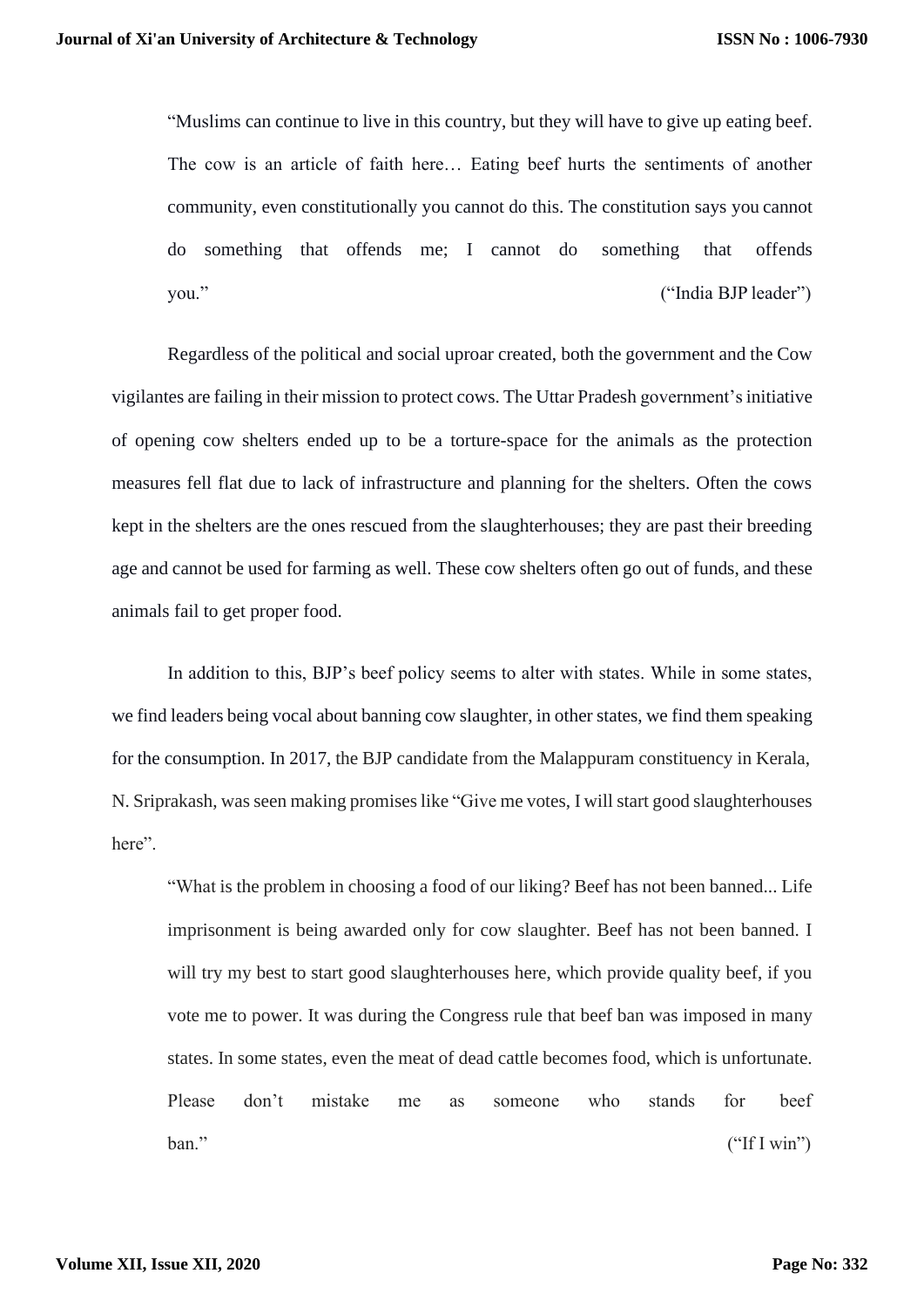> "Muslims can continue to live in this country, but they will have to give up eating beef. The cow is an article of faith here… Eating beef hurts the sentiments of another community, even constitutionally you cannot do this. The constitution says you cannot do something that offends me; I cannot do something that offends you." ("India BJP leader")

Regardless of the political and social uproar created, both the government and the Cow vigilantes are failing in their mission to protect cows. The Uttar Pradesh government's initiative of opening cow shelters ended up to be a torture-space for the animals as the protection measures fell flat due to lack of infrastructure and planning for the shelters. Often the cows kept in the shelters are the ones rescued from the slaughterhouses; they are past their breeding age and cannot be used for farming as well. These cow shelters often go out of funds, and these animals fail to get proper food.

In addition to this, BJP's beef policy seems to alter with states. While in some states, we find leaders being vocal about banning cow slaughter, in other states, we find them speaking for the consumption. In 2017, the BJP candidate from the Malappuram constituency in Kerala, N. Sriprakash, was seen making promises like "Give me votes, I will start good slaughterhouses here".

> "What is the problem in choosing a food of our liking? Beef has not been banned... Life imprisonment is being awarded only for cow slaughter. Beef has not been banned. I will try my best to start good slaughterhouses here, which provide quality beef, if you vote me to power. It was during the Congress rule that beef ban was imposed in many states. In some states, even the meat of dead cattle becomes food, which is unfortunate. Please don't mistake me as someone who stands for beef ban." ("If I win")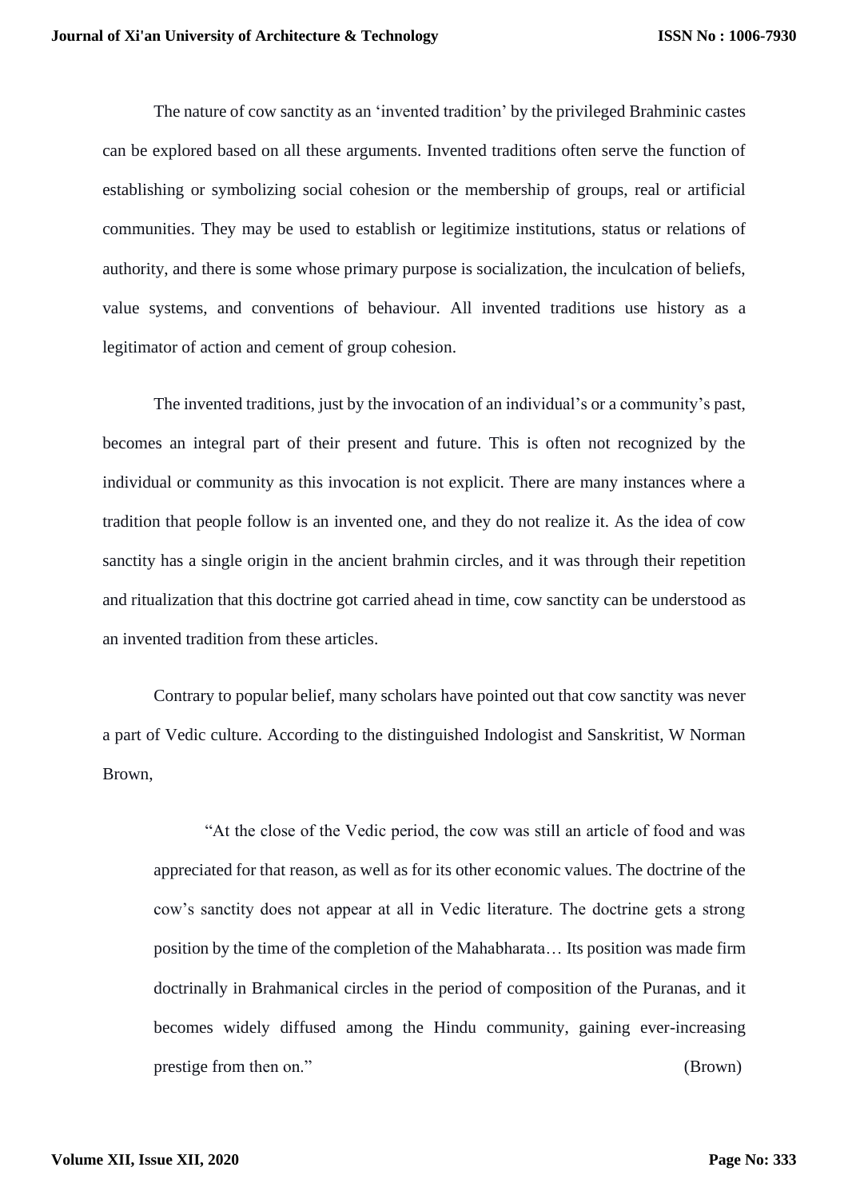The nature of cow sanctity as an 'invented tradition' by the privileged Brahminic castes can be explored based on all these arguments. Invented traditions often serve the function of establishing or symbolizing social cohesion or the membership of groups, real or artificial communities. They may be used to establish or legitimize institutions, status or relations of authority, and there is some whose primary purpose is socialization, the inculcation of beliefs, value systems, and conventions of behaviour. All invented traditions use history as a legitimator of action and cement of group cohesion.

The invented traditions, just by the invocation of an individual's or a community's past, becomes an integral part of their present and future. This is often not recognized by the individual or community as this invocation is not explicit. There are many instances where a tradition that people follow is an invented one, and they do not realize it. As the idea of cow sanctity has a single origin in the ancient brahmin circles, and it was through their repetition and ritualization that this doctrine got carried ahead in time, cow sanctity can be understood as an invented tradition from these articles.

Contrary to popular belief, many scholars have pointed out that cow sanctity was never a part of Vedic culture. According to the distinguished Indologist and Sanskritist, W Norman Brown,

> "At the close of the Vedic period, the cow was still an article of food and was appreciated for that reason, as well as for its other economic values. The doctrine of the cow's sanctity does not appear at all in Vedic literature. The doctrine gets a strong position by the time of the completion of the Mahabharata… Its position was made firm doctrinally in Brahmanical circles in the period of composition of the Puranas, and it becomes widely diffused among the Hindu community, gaining ever-increasing prestige from then on." (Brown)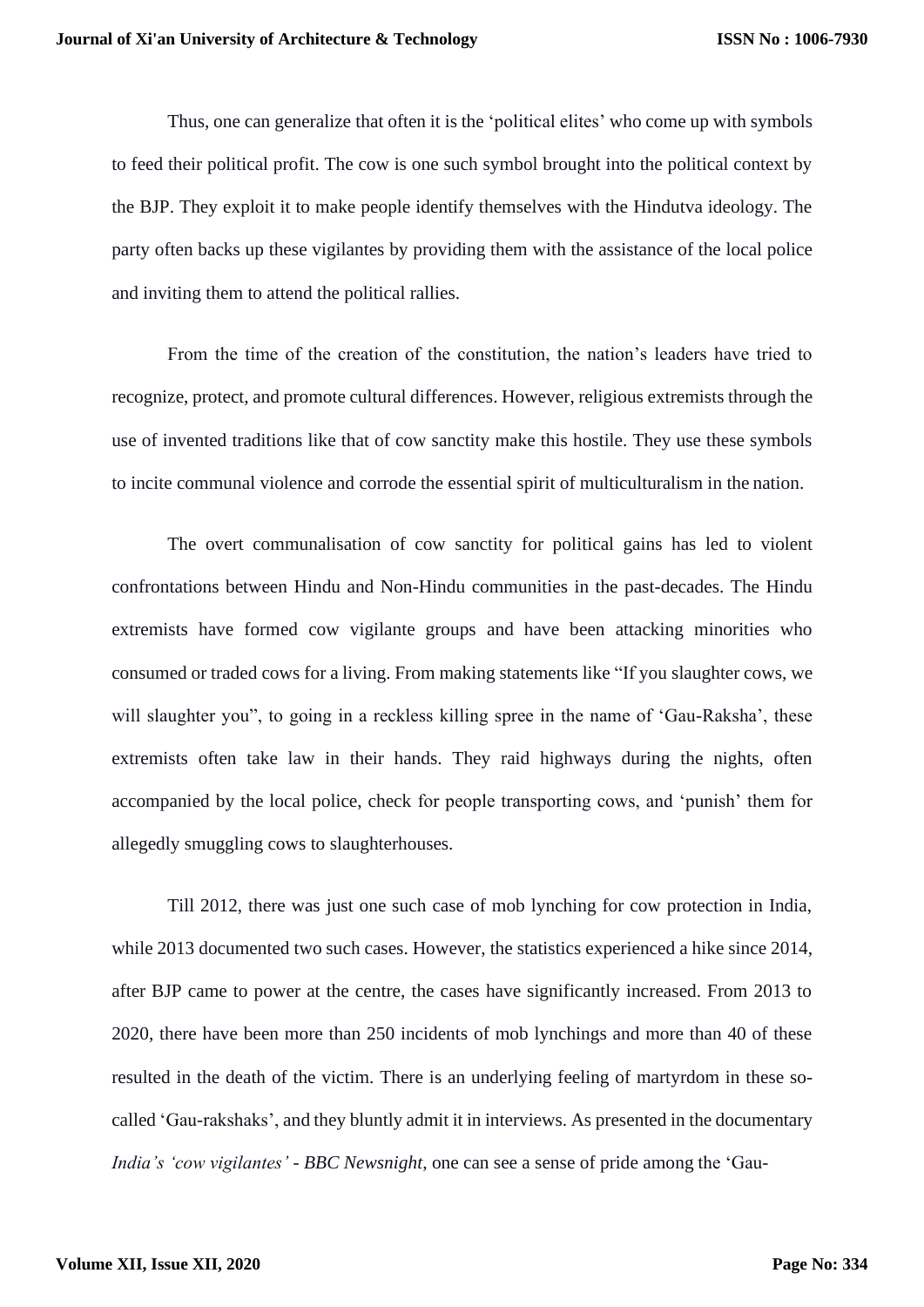Thus, one can generalize that often it is the 'political elites' who come up with symbols to feed their political profit. The cow is one such symbol brought into the political context by the BJP. They exploit it to make people identify themselves with the Hindutva ideology. The party often backs up these vigilantes by providing them with the assistance of the local police and inviting them to attend the political rallies.

From the time of the creation of the constitution, the nation's leaders have tried to recognize, protect, and promote cultural differences. However, religious extremists through the use of invented traditions like that of cow sanctity make this hostile. They use these symbols to incite communal violence and corrode the essential spirit of multiculturalism in the nation.

The overt communalisation of cow sanctity for political gains has led to violent confrontations between Hindu and Non-Hindu communities in the past-decades. The Hindu extremists have formed cow vigilante groups and have been attacking minorities who consumed or traded cows for a living. From making statements like "If you slaughter cows, we will slaughter you", to going in a reckless killing spree in the name of 'Gau-Raksha', these extremists often take law in their hands. They raid highways during the nights, often accompanied by the local police, check for people transporting cows, and 'punish' them for allegedly smuggling cows to slaughterhouses.

Till 2012, there was just one such case of mob lynching for cow protection in India, while 2013 documented two such cases. However, the statistics experienced a hike since 2014, after BJP came to power at the centre, the cases have significantly increased. From 2013 to 2020, there have been more than 250 incidents of mob lynchings and more than 40 of these resulted in the death of the victim. There is an underlying feeling of martyrdom in these so-called 'Gau-rakshaks', and they bluntly admit it in interviews. As presented in the documentary *India's 'cow vigilantes' - BBC Newsnight*, one can see a sense of pride among the 'Gau-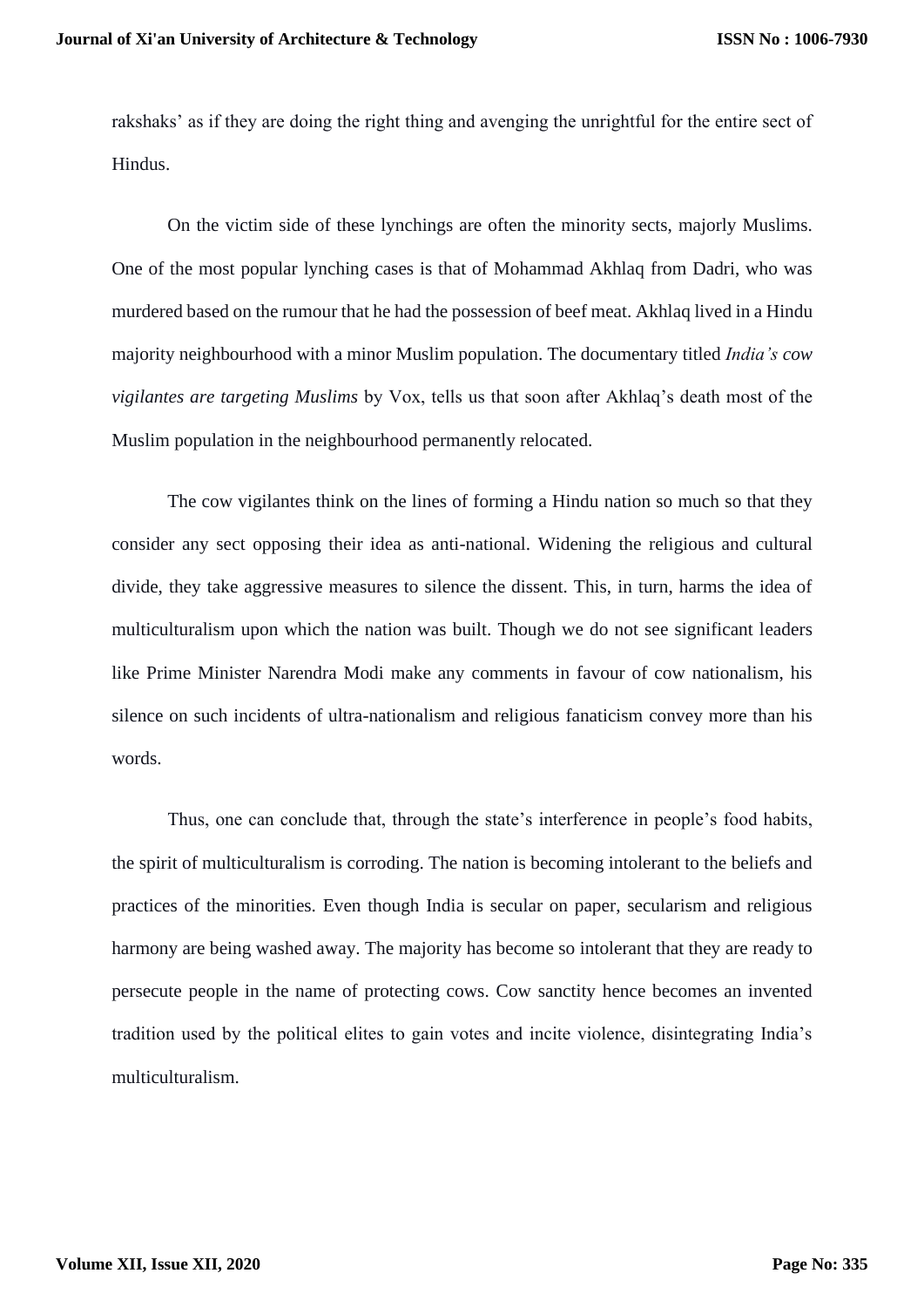rakshaks' as if they are doing the right thing and avenging the unrightful for the entire sect of Hindus.

On the victim side of these lynchings are often the minority sects, majorly Muslims. One of the most popular lynching cases is that of Mohammad Akhlaq from Dadri, who was murdered based on the rumour that he had the possession of beef meat. Akhlaq lived in a Hindu majority neighbourhood with a minor Muslim population. The documentary titled *India's cow vigilantes are targeting Muslims* by Vox, tells us that soon after Akhlaq's death most of the Muslim population in the neighbourhood permanently relocated.

The cow vigilantes think on the lines of forming a Hindu nation so much so that they consider any sect opposing their idea as anti-national. Widening the religious and cultural divide, they take aggressive measures to silence the dissent. This, in turn, harms the idea of multiculturalism upon which the nation was built. Though we do not see significant leaders like Prime Minister Narendra Modi make any comments in favour of cow nationalism, his silence on such incidents of ultra-nationalism and religious fanaticism convey more than his words.

Thus, one can conclude that, through the state's interference in people's food habits, the spirit of multiculturalism is corroding. The nation is becoming intolerant to the beliefs and practices of the minorities. Even though India is secular on paper, secularism and religious harmony are being washed away. The majority has become so intolerant that they are ready to persecute people in the name of protecting cows. Cow sanctity hence becomes an invented tradition used by the political elites to gain votes and incite violence, disintegrating India's multiculturalism.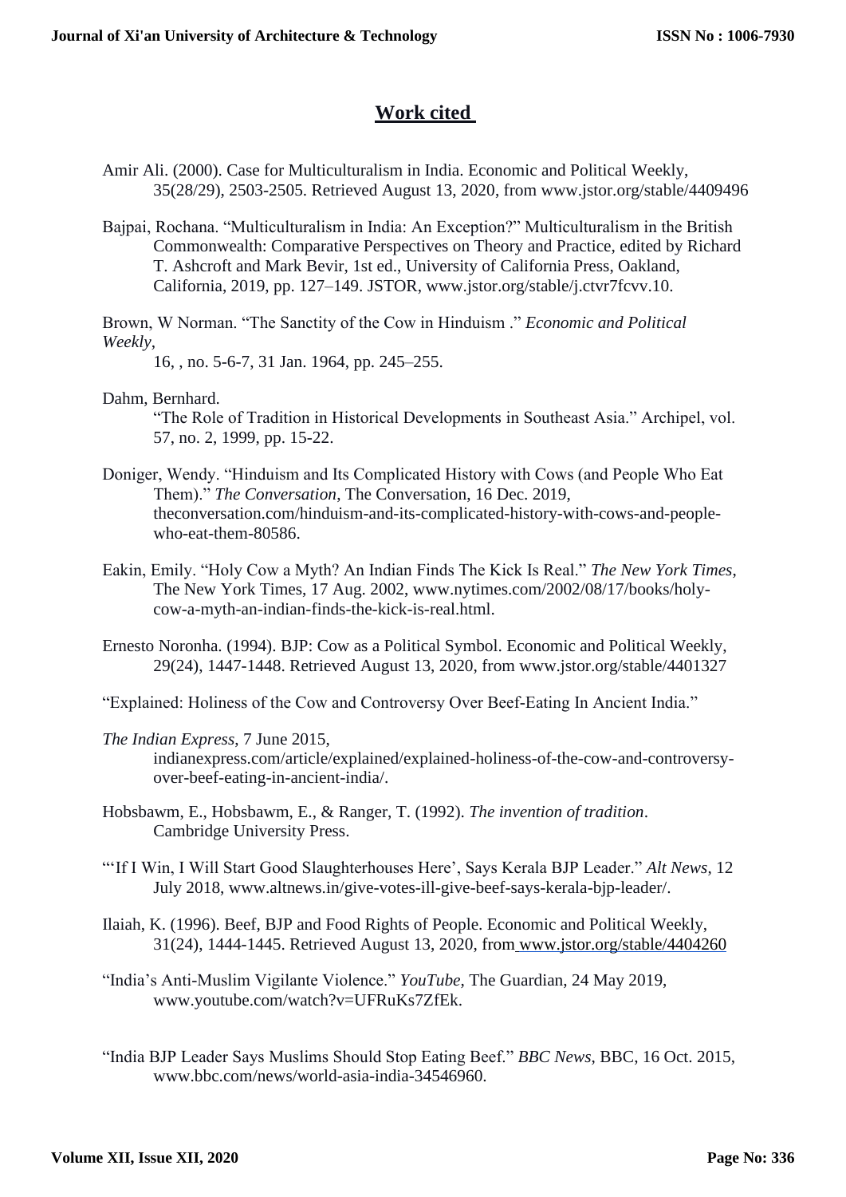## Work cited

Amir Ali. (2000). Case for Multiculturalism in India. Economic and Political Weekly, 35(28/29), 2503-2505. Retrieved August 13, 2020, from www.jstor.org/stable/4409496

Bajpai, Rochana. "Multiculturalism in India: An Exception?" Multiculturalism in the British Commonwealth: Comparative Perspectives on Theory and Practice, edited by Richard T. Ashcroft and Mark Bevir, 1st ed., University of California Press, Oakland, California, 2019, pp. 127–149. JSTOR, www.jstor.org/stable/j.ctvr7fcvv.10.

Brown, W Norman. "The Sanctity of the Cow in Hinduism ." *Economic and Political Weekly*, 16, , no. 5-6-7, 31 Jan. 1964, pp. 245–255.

Dahm, Bernhard. "The Role of Tradition in Historical Developments in Southeast Asia." Archipel, vol. 57, no. 2, 1999, pp. 15-22.

Doniger, Wendy. "Hinduism and Its Complicated History with Cows (and People Who Eat Them)." *The Conversation*, The Conversation, 16 Dec. 2019, theconversation.com/hinduism-and-its-complicated-history-with-cows-and-people-who-eat-them-80586.

Eakin, Emily. "Holy Cow a Myth? An Indian Finds The Kick Is Real." *The New York Times*, The New York Times, 17 Aug. 2002, www.nytimes.com/2002/08/17/books/holy-cow-a-myth-an-indian-finds-the-kick-is-real.html.

Ernesto Noronha. (1994). BJP: Cow as a Political Symbol. Economic and Political Weekly, 29(24), 1447-1448. Retrieved August 13, 2020, from www.jstor.org/stable/4401327

"Explained: Holiness of the Cow and Controversy Over Beef-Eating In Ancient India."

*The Indian Express*, 7 June 2015, indianexpress.com/article/explained/explained-holiness-of-the-cow-and-controversy-over-beef-eating-in-ancient-india/.

Hobsbawm, E., Hobsbawm, E., & Ranger, T. (1992). *The invention of tradition*. Cambridge University Press.

"'If I Win, I Will Start Good Slaughterhouses Here', Says Kerala BJP Leader." *Alt News*, 12 July 2018, www.altnews.in/give-votes-ill-give-beef-says-kerala-bjp-leader/.

Ilaiah, K. (1996). Beef, BJP and Food Rights of People. Economic and Political Weekly, 31(24), 1444-1445. Retrieved August 13, 2020, from www.jstor.org/stable/4404260

"India's Anti-Muslim Vigilante Violence." *YouTube*, The Guardian, 24 May 2019, www.youtube.com/watch?v=UFRuKs7ZfEk.

"India BJP Leader Says Muslims Should Stop Eating Beef." *BBC News*, BBC, 16 Oct. 2015, www.bbc.com/news/world-asia-india-34546960.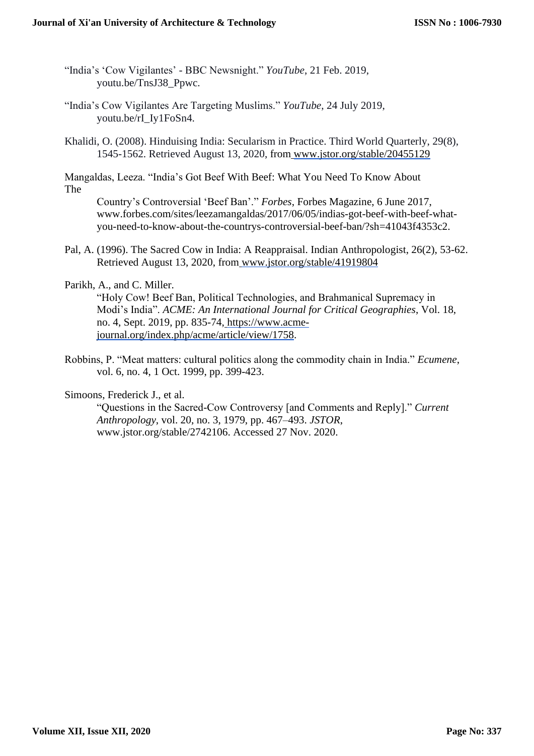"India's 'Cow Vigilantes' - BBC Newsnight." *YouTube*, 21 Feb. 2019, youtu.be/TnsJ38_Ppwc.

"India's Cow Vigilantes Are Targeting Muslims." *YouTube*, 24 July 2019, youtu.be/rI_Iy1FoSn4.

Khalidi, O. (2008). Hinduising India: Secularism in Practice. Third World Quarterly, 29(8), 1545-1562. Retrieved August 13, 2020, from www.jstor.org/stable/20455129

Mangaldas, Leeza. "India's Got Beef With Beef: What You Need To Know About The Country's Controversial 'Beef Ban'." *Forbes*, Forbes Magazine, 6 June 2017, www.forbes.com/sites/leezamangaldas/2017/06/05/indias-got-beef-with-beef-what-you-need-to-know-about-the-countrys-controversial-beef-ban/?sh=41043f4353c2.

Pal, A. (1996). The Sacred Cow in India: A Reappraisal. Indian Anthropologist, 26(2), 53-62. Retrieved August 13, 2020, from www.jstor.org/stable/41919804

Parikh, A., and C. Miller. "Holy Cow! Beef Ban, Political Technologies, and Brahmanical Supremacy in Modi's India". *ACME: An International Journal for Critical Geographies*, Vol. 18, no. 4, Sept. 2019, pp. 835-74, https://www.acme-journal.org/index.php/acme/article/view/1758.

Robbins, P. "Meat matters: cultural politics along the commodity chain in India." *Ecumene*, vol. 6, no. 4, 1 Oct. 1999, pp. 399-423.

Simoons, Frederick J., et al. "Questions in the Sacred-Cow Controversy [and Comments and Reply]." *Current Anthropology*, vol. 20, no. 3, 1979, pp. 467–493. *JSTOR*, www.jstor.org/stable/2742106. Accessed 27 Nov. 2020.